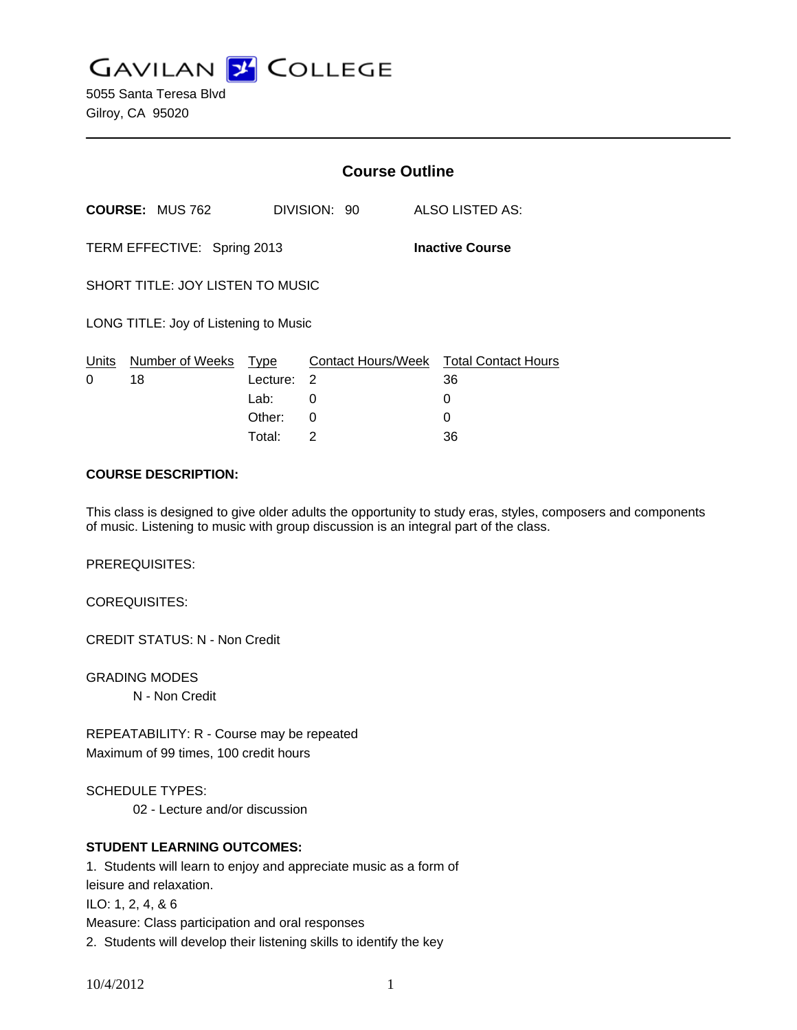# GAVILAN COLLEGE

5055 Santa Teresa Blvd
Gilroy, CA 95020

## Course Outline

**COURSE:** MUS 762 DIVISION: 90 ALSO LISTED AS:

TERM EFFECTIVE: Spring 2013 **Inactive Course**

SHORT TITLE: JOY LISTEN TO MUSIC

LONG TITLE: Joy of Listening to Music

| Units | Number of Weeks | Type | Contact Hours/Week | Total Contact Hours |
|---|---|---|---|---|
| 0 | 18 | Lecture: | 2 | 36 |
| | | Lab: | 0 | 0 |
| | | Other: | 0 | 0 |
| | | Total: | 2 | 36 |

**COURSE DESCRIPTION:**

This class is designed to give older adults the opportunity to study eras, styles, composers and components of music. Listening to music with group discussion is an integral part of the class.

PREREQUISITES:

COREQUISITES:

CREDIT STATUS: N - Non Credit

GRADING MODES

N - Non Credit

REPEATABILITY: R - Course may be repeated
Maximum of 99 times, 100 credit hours

SCHEDULE TYPES:

02 - Lecture and/or discussion

**STUDENT LEARNING OUTCOMES:**

1. Students will learn to enjoy and appreciate music as a form of leisure and relaxation.
ILO: 1, 2, 4, & 6
Measure: Class participation and oral responses
2. Students will develop their listening skills to identify the key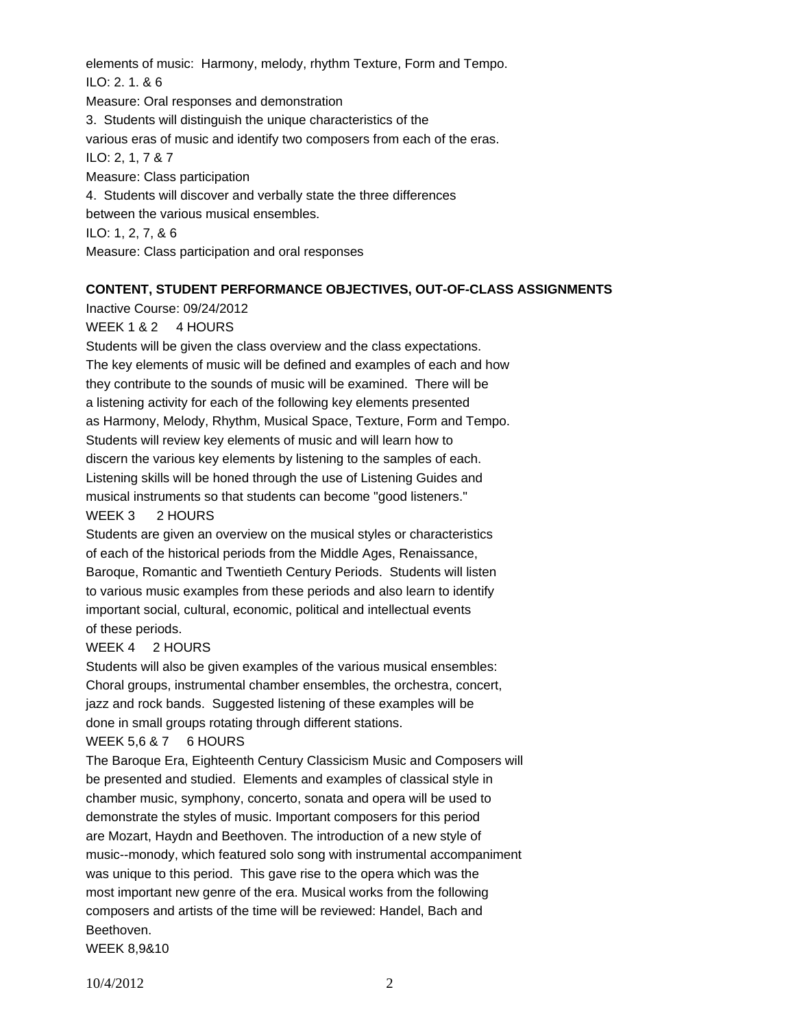elements of music: Harmony, melody, rhythm Texture, Form and Tempo.
ILO: 2. 1. & 6
Measure: Oral responses and demonstration
3. Students will distinguish the unique characteristics of the various eras of music and identify two composers from each of the eras.
ILO: 2, 1, 7 & 7
Measure: Class participation
4. Students will discover and verbally state the three differences between the various musical ensembles.
ILO: 1, 2, 7, & 6
Measure: Class participation and oral responses

**CONTENT, STUDENT PERFORMANCE OBJECTIVES, OUT-OF-CLASS ASSIGNMENTS**

Inactive Course: 09/24/2012

WEEK 1 & 2 4 HOURS

Students will be given the class overview and the class expectations. The key elements of music will be defined and examples of each and how they contribute to the sounds of music will be examined. There will be a listening activity for each of the following key elements presented as Harmony, Melody, Rhythm, Musical Space, Texture, Form and Tempo. Students will review key elements of music and will learn how to discern the various key elements by listening to the samples of each. Listening skills will be honed through the use of Listening Guides and musical instruments so that students can become "good listeners."

WEEK 3 2 HOURS

Students are given an overview on the musical styles or characteristics of each of the historical periods from the Middle Ages, Renaissance, Baroque, Romantic and Twentieth Century Periods. Students will listen to various music examples from these periods and also learn to identify important social, cultural, economic, political and intellectual events of these periods.

WEEK 4 2 HOURS

Students will also be given examples of the various musical ensembles: Choral groups, instrumental chamber ensembles, the orchestra, concert, jazz and rock bands. Suggested listening of these examples will be done in small groups rotating through different stations.

WEEK 5,6 & 7 6 HOURS

The Baroque Era, Eighteenth Century Classicism Music and Composers will be presented and studied. Elements and examples of classical style in chamber music, symphony, concerto, sonata and opera will be used to demonstrate the styles of music. Important composers for this period are Mozart, Haydn and Beethoven. The introduction of a new style of music--monody, which featured solo song with instrumental accompaniment was unique to this period. This gave rise to the opera which was the most important new genre of the era. Musical works from the following composers and artists of the time will be reviewed: Handel, Bach and Beethoven.

WEEK 8,9&10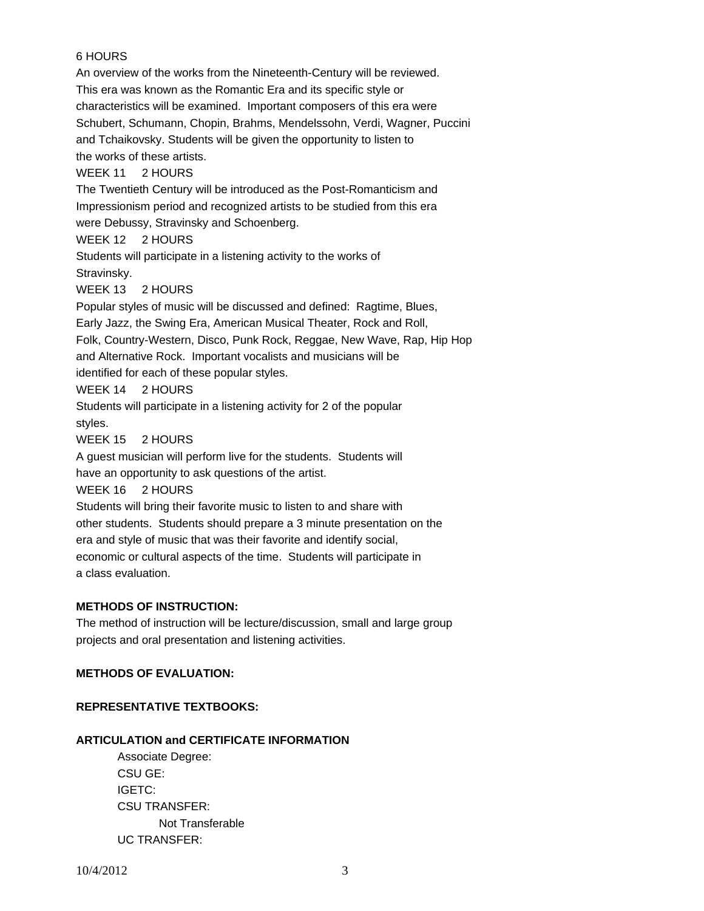6 HOURS

An overview of the works from the Nineteenth-Century will be reviewed. This era was known as the Romantic Era and its specific style or characteristics will be examined. Important composers of this era were Schubert, Schumann, Chopin, Brahms, Mendelssohn, Verdi, Wagner, Puccini and Tchaikovsky. Students will be given the opportunity to listen to the works of these artists.

WEEK 11 2 HOURS

The Twentieth Century will be introduced as the Post-Romanticism and Impressionism period and recognized artists to be studied from this era were Debussy, Stravinsky and Schoenberg.

WEEK 12 2 HOURS

Students will participate in a listening activity to the works of Stravinsky.

WEEK 13 2 HOURS

Popular styles of music will be discussed and defined: Ragtime, Blues, Early Jazz, the Swing Era, American Musical Theater, Rock and Roll, Folk, Country-Western, Disco, Punk Rock, Reggae, New Wave, Rap, Hip Hop and Alternative Rock. Important vocalists and musicians will be identified for each of these popular styles.

WEEK 14 2 HOURS

Students will participate in a listening activity for 2 of the popular styles.

WEEK 15 2 HOURS

A guest musician will perform live for the students. Students will have an opportunity to ask questions of the artist.

WEEK 16 2 HOURS

Students will bring their favorite music to listen to and share with other students. Students should prepare a 3 minute presentation on the era and style of music that was their favorite and identify social, economic or cultural aspects of the time. Students will participate in a class evaluation.

**METHODS OF INSTRUCTION:**

The method of instruction will be lecture/discussion, small and large group projects and oral presentation and listening activities.

**METHODS OF EVALUATION:**

**REPRESENTATIVE TEXTBOOKS:**

**ARTICULATION and CERTIFICATE INFORMATION**

Associate Degree:

CSU GE:

IGETC:

CSU TRANSFER:

Not Transferable

UC TRANSFER: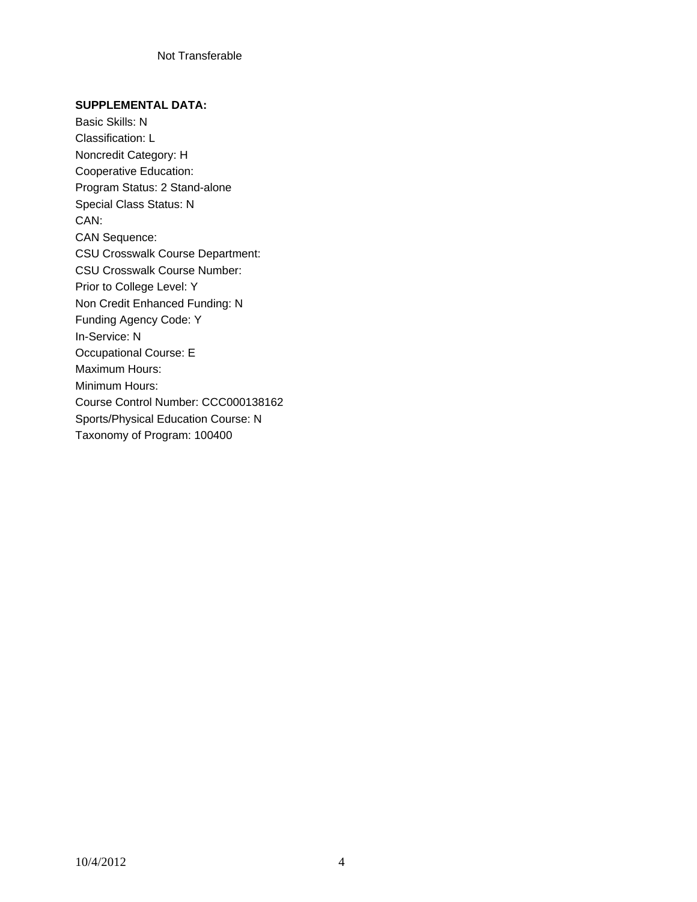Not Transferable

**SUPPLEMENTAL DATA:**

Basic Skills: N
Classification: L
Noncredit Category: H
Cooperative Education:
Program Status: 2 Stand-alone
Special Class Status: N
CAN:
CAN Sequence:
CSU Crosswalk Course Department:
CSU Crosswalk Course Number:
Prior to College Level: Y
Non Credit Enhanced Funding: N
Funding Agency Code: Y
In-Service: N
Occupational Course: E
Maximum Hours:
Minimum Hours:
Course Control Number: CCC000138162
Sports/Physical Education Course: N
Taxonomy of Program: 100400